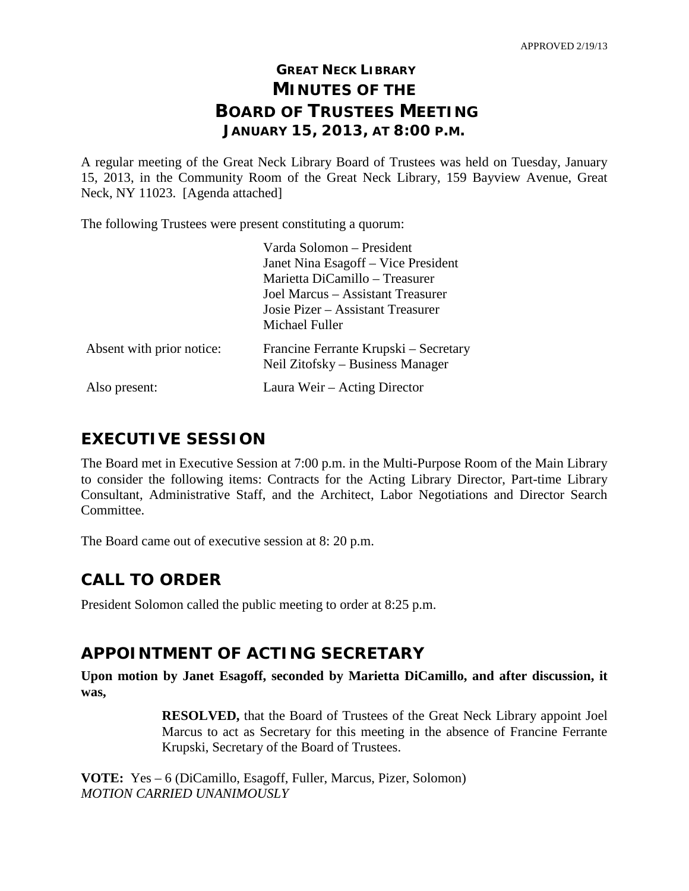APPROVED 2/19/13

# GREAT NECK LIBRARY
# MINUTES OF THE BOARD OF TRUSTEES MEETING
## JANUARY 15, 2013, AT 8:00 P.M.

A regular meeting of the Great Neck Library Board of Trustees was held on Tuesday, January 15, 2013, in the Community Room of the Great Neck Library, 159 Bayview Avenue, Great Neck, NY 11023. [Agenda attached]

The following Trustees were present constituting a quorum:

| | |
|---|---|
| | Varda Solomon – President |
| | Janet Nina Esagoff – Vice President |
| | Marietta DiCamillo – Treasurer |
| | Joel Marcus – Assistant Treasurer |
| | Josie Pizer – Assistant Treasurer |
| | Michael Fuller |
| Absent with prior notice: | Francine Ferrante Krupski – Secretary |
| | Neil Zitofsky – Business Manager |
| Also present: | Laura Weir – Acting Director |

## EXECUTIVE SESSION

The Board met in Executive Session at 7:00 p.m. in the Multi-Purpose Room of the Main Library to consider the following items: Contracts for the Acting Library Director, Part-time Library Consultant, Administrative Staff, and the Architect, Labor Negotiations and Director Search Committee.

The Board came out of executive session at 8: 20 p.m.

## CALL TO ORDER

President Solomon called the public meeting to order at 8:25 p.m.

## APPOINTMENT OF ACTING SECRETARY

**Upon motion by Janet Esagoff, seconded by Marietta DiCamillo, and after discussion, it was,**

> **RESOLVED,** that the Board of Trustees of the Great Neck Library appoint Joel Marcus to act as Secretary for this meeting in the absence of Francine Ferrante Krupski, Secretary of the Board of Trustees.

**VOTE:** Yes – 6 (DiCamillo, Esagoff, Fuller, Marcus, Pizer, Solomon)
*MOTION CARRIED UNANIMOUSLY*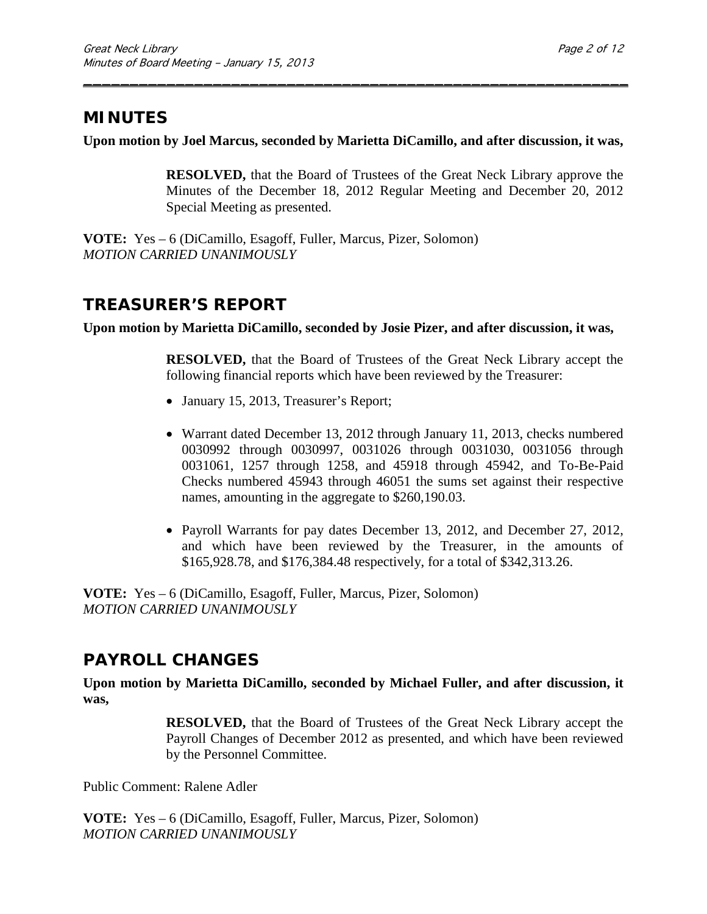## MINUTES

**Upon motion by Joel Marcus, seconded by Marietta DiCamillo, and after discussion, it was,**

> **RESOLVED,** that the Board of Trustees of the Great Neck Library approve the Minutes of the December 18, 2012 Regular Meeting and December 20, 2012 Special Meeting as presented.

**VOTE:** Yes – 6 (DiCamillo, Esagoff, Fuller, Marcus, Pizer, Solomon)
*MOTION CARRIED UNANIMOUSLY*

## TREASURER'S REPORT

**Upon motion by Marietta DiCamillo, seconded by Josie Pizer, and after discussion, it was,**

> **RESOLVED,** that the Board of Trustees of the Great Neck Library accept the following financial reports which have been reviewed by the Treasurer:
>
> - January 15, 2013, Treasurer's Report;
> - Warrant dated December 13, 2012 through January 11, 2013, checks numbered 0030992 through 0030997, 0031026 through 0031030, 0031056 through 0031061, 1257 through 1258, and 45918 through 45942, and To-Be-Paid Checks numbered 45943 through 46051 the sums set against their respective names, amounting in the aggregate to $260,190.03.
> - Payroll Warrants for pay dates December 13, 2012, and December 27, 2012, and which have been reviewed by the Treasurer, in the amounts of $165,928.78, and $176,384.48 respectively, for a total of $342,313.26.

**VOTE:** Yes – 6 (DiCamillo, Esagoff, Fuller, Marcus, Pizer, Solomon)
*MOTION CARRIED UNANIMOUSLY*

## PAYROLL CHANGES

**Upon motion by Marietta DiCamillo, seconded by Michael Fuller, and after discussion, it was,**

> **RESOLVED,** that the Board of Trustees of the Great Neck Library accept the Payroll Changes of December 2012 as presented, and which have been reviewed by the Personnel Committee.

Public Comment: Ralene Adler

**VOTE:** Yes – 6 (DiCamillo, Esagoff, Fuller, Marcus, Pizer, Solomon)
*MOTION CARRIED UNANIMOUSLY*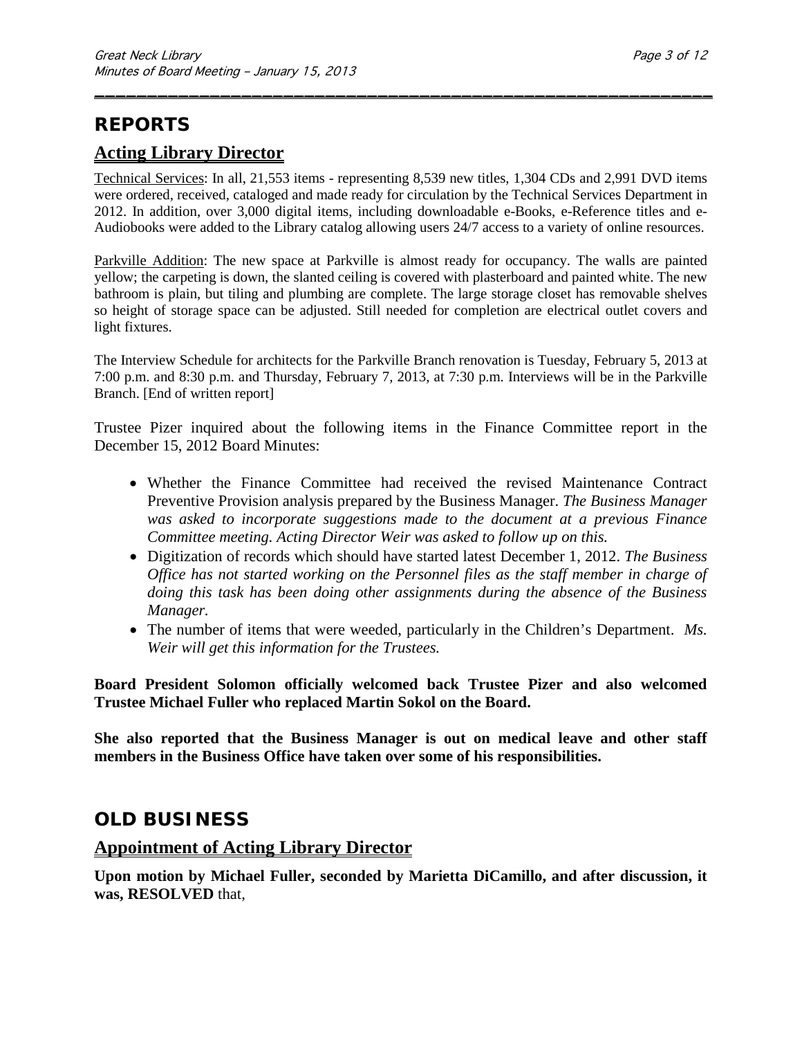# REPORTS

## Acting Library Director

Technical Services: In all, 21,553 items - representing 8,539 new titles, 1,304 CDs and 2,991 DVD items were ordered, received, cataloged and made ready for circulation by the Technical Services Department in 2012. In addition, over 3,000 digital items, including downloadable e-Books, e-Reference titles and e-Audiobooks were added to the Library catalog allowing users 24/7 access to a variety of online resources.

Parkville Addition: The new space at Parkville is almost ready for occupancy. The walls are painted yellow; the carpeting is down, the slanted ceiling is covered with plasterboard and painted white. The new bathroom is plain, but tiling and plumbing are complete. The large storage closet has removable shelves so height of storage space can be adjusted. Still needed for completion are electrical outlet covers and light fixtures.

The Interview Schedule for architects for the Parkville Branch renovation is Tuesday, February 5, 2013 at 7:00 p.m. and 8:30 p.m. and Thursday, February 7, 2013, at 7:30 p.m. Interviews will be in the Parkville Branch. [End of written report]

Trustee Pizer inquired about the following items in the Finance Committee report in the December 15, 2012 Board Minutes:

- Whether the Finance Committee had received the revised Maintenance Contract Preventive Provision analysis prepared by the Business Manager. *The Business Manager was asked to incorporate suggestions made to the document at a previous Finance Committee meeting. Acting Director Weir was asked to follow up on this.*
- Digitization of records which should have started latest December 1, 2012. *The Business Office has not started working on the Personnel files as the staff member in charge of doing this task has been doing other assignments during the absence of the Business Manager.*
- The number of items that were weeded, particularly in the Children's Department. *Ms. Weir will get this information for the Trustees.*

**Board President Solomon officially welcomed back Trustee Pizer and also welcomed Trustee Michael Fuller who replaced Martin Sokol on the Board.**

**She also reported that the Business Manager is out on medical leave and other staff members in the Business Office have taken over some of his responsibilities.**

# OLD BUSINESS

## Appointment of Acting Library Director

**Upon motion by Michael Fuller, seconded by Marietta DiCamillo, and after discussion, it was, RESOLVED** that,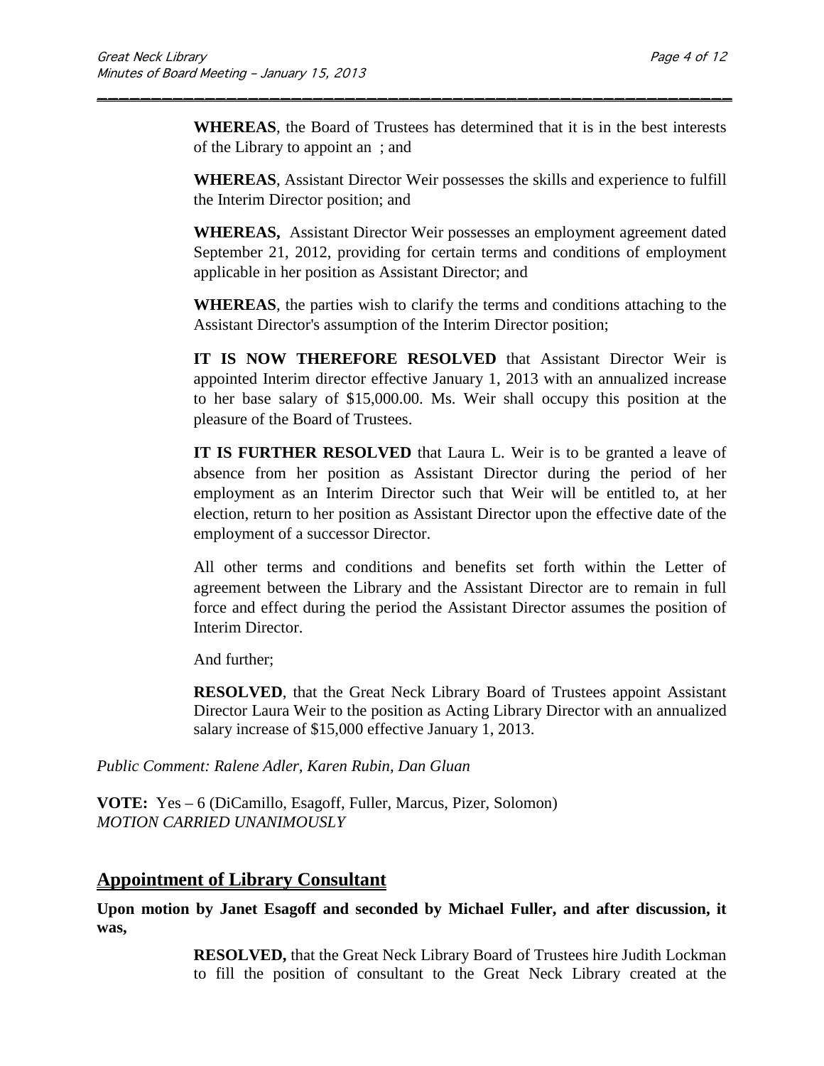**WHEREAS**, the Board of Trustees has determined that it is in the best interests of the Library to appoint an ; and

**WHEREAS**, Assistant Director Weir possesses the skills and experience to fulfill the Interim Director position; and

**WHEREAS,** Assistant Director Weir possesses an employment agreement dated September 21, 2012, providing for certain terms and conditions of employment applicable in her position as Assistant Director; and

**WHEREAS**, the parties wish to clarify the terms and conditions attaching to the Assistant Director's assumption of the Interim Director position;

**IT IS NOW THEREFORE RESOLVED** that Assistant Director Weir is appointed Interim director effective January 1, 2013 with an annualized increase to her base salary of $15,000.00. Ms. Weir shall occupy this position at the pleasure of the Board of Trustees.

**IT IS FURTHER RESOLVED** that Laura L. Weir is to be granted a leave of absence from her position as Assistant Director during the period of her employment as an Interim Director such that Weir will be entitled to, at her election, return to her position as Assistant Director upon the effective date of the employment of a successor Director.

All other terms and conditions and benefits set forth within the Letter of agreement between the Library and the Assistant Director are to remain in full force and effect during the period the Assistant Director assumes the position of Interim Director.

And further;

**RESOLVED**, that the Great Neck Library Board of Trustees appoint Assistant Director Laura Weir to the position as Acting Library Director with an annualized salary increase of $15,000 effective January 1, 2013.

*Public Comment: Ralene Adler, Karen Rubin, Dan Gluan*

**VOTE:** Yes – 6 (DiCamillo, Esagoff, Fuller, Marcus, Pizer, Solomon)
*MOTION CARRIED UNANIMOUSLY*

## Appointment of Library Consultant

**Upon motion by Janet Esagoff and seconded by Michael Fuller, and after discussion, it was,**

**RESOLVED,** that the Great Neck Library Board of Trustees hire Judith Lockman to fill the position of consultant to the Great Neck Library created at the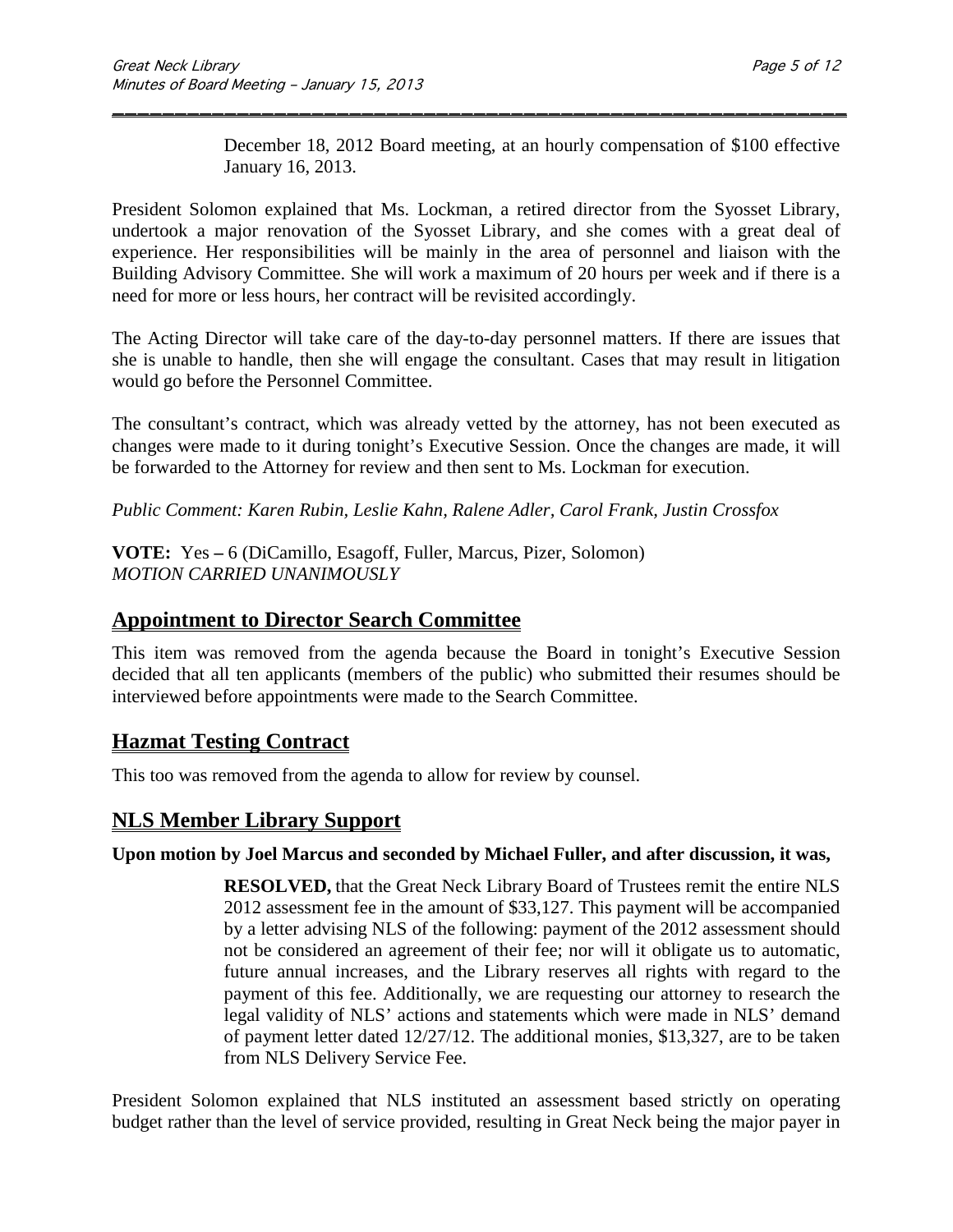December 18, 2012 Board meeting, at an hourly compensation of $100 effective January 16, 2013.

President Solomon explained that Ms. Lockman, a retired director from the Syosset Library, undertook a major renovation of the Syosset Library, and she comes with a great deal of experience. Her responsibilities will be mainly in the area of personnel and liaison with the Building Advisory Committee. She will work a maximum of 20 hours per week and if there is a need for more or less hours, her contract will be revisited accordingly.

The Acting Director will take care of the day-to-day personnel matters. If there are issues that she is unable to handle, then she will engage the consultant. Cases that may result in litigation would go before the Personnel Committee.

The consultant's contract, which was already vetted by the attorney, has not been executed as changes were made to it during tonight's Executive Session. Once the changes are made, it will be forwarded to the Attorney for review and then sent to Ms. Lockman for execution.

*Public Comment: Karen Rubin, Leslie Kahn, Ralene Adler, Carol Frank, Justin Crossfox*

**VOTE:** Yes – 6 (DiCamillo, Esagoff, Fuller, Marcus, Pizer, Solomon)
*MOTION CARRIED UNANIMOUSLY*

## Appointment to Director Search Committee

This item was removed from the agenda because the Board in tonight's Executive Session decided that all ten applicants (members of the public) who submitted their resumes should be interviewed before appointments were made to the Search Committee.

## Hazmat Testing Contract

This too was removed from the agenda to allow for review by counsel.

## NLS Member Library Support

**Upon motion by Joel Marcus and seconded by Michael Fuller, and after discussion, it was,**

> **RESOLVED,** that the Great Neck Library Board of Trustees remit the entire NLS 2012 assessment fee in the amount of $33,127. This payment will be accompanied by a letter advising NLS of the following: payment of the 2012 assessment should not be considered an agreement of their fee; nor will it obligate us to automatic, future annual increases, and the Library reserves all rights with regard to the payment of this fee. Additionally, we are requesting our attorney to research the legal validity of NLS' actions and statements which were made in NLS' demand of payment letter dated 12/27/12. The additional monies, $13,327, are to be taken from NLS Delivery Service Fee.

President Solomon explained that NLS instituted an assessment based strictly on operating budget rather than the level of service provided, resulting in Great Neck being the major payer in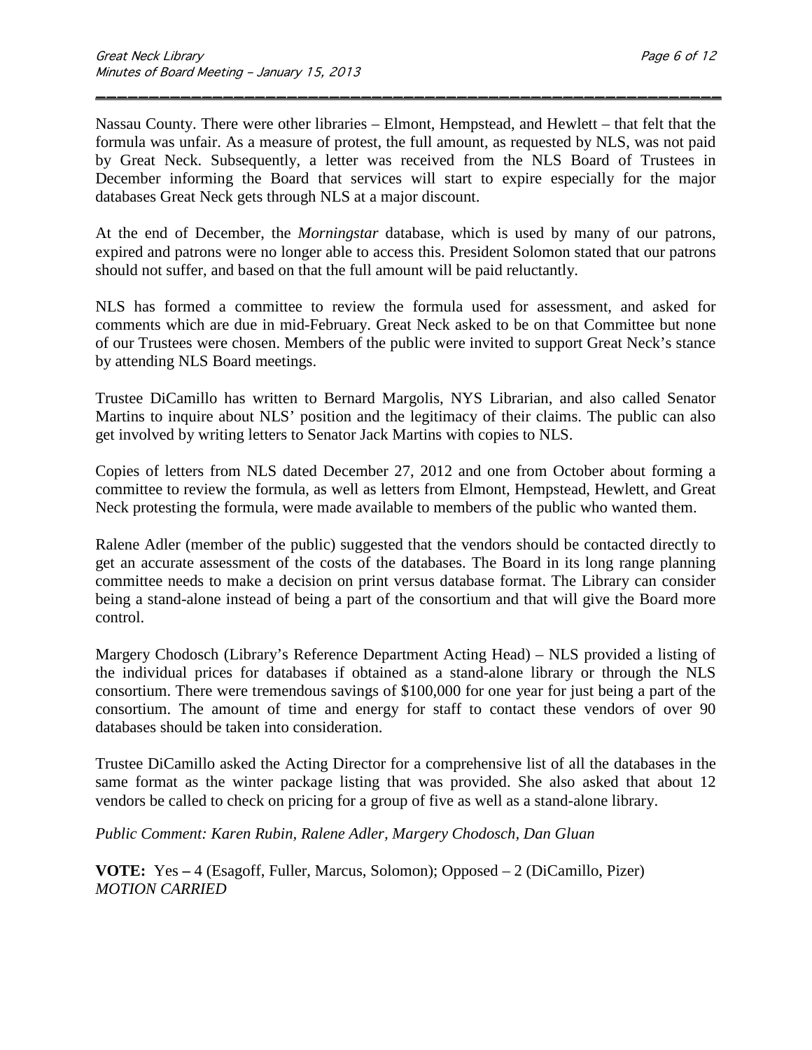Nassau County. There were other libraries – Elmont, Hempstead, and Hewlett – that felt that the formula was unfair. As a measure of protest, the full amount, as requested by NLS, was not paid by Great Neck. Subsequently, a letter was received from the NLS Board of Trustees in December informing the Board that services will start to expire especially for the major databases Great Neck gets through NLS at a major discount.

At the end of December, the *Morningstar* database, which is used by many of our patrons, expired and patrons were no longer able to access this. President Solomon stated that our patrons should not suffer, and based on that the full amount will be paid reluctantly.

NLS has formed a committee to review the formula used for assessment, and asked for comments which are due in mid-February. Great Neck asked to be on that Committee but none of our Trustees were chosen. Members of the public were invited to support Great Neck's stance by attending NLS Board meetings.

Trustee DiCamillo has written to Bernard Margolis, NYS Librarian, and also called Senator Martins to inquire about NLS' position and the legitimacy of their claims. The public can also get involved by writing letters to Senator Jack Martins with copies to NLS.

Copies of letters from NLS dated December 27, 2012 and one from October about forming a committee to review the formula, as well as letters from Elmont, Hempstead, Hewlett, and Great Neck protesting the formula, were made available to members of the public who wanted them.

Ralene Adler (member of the public) suggested that the vendors should be contacted directly to get an accurate assessment of the costs of the databases. The Board in its long range planning committee needs to make a decision on print versus database format. The Library can consider being a stand-alone instead of being a part of the consortium and that will give the Board more control.

Margery Chodosch (Library's Reference Department Acting Head) – NLS provided a listing of the individual prices for databases if obtained as a stand-alone library or through the NLS consortium. There were tremendous savings of $100,000 for one year for just being a part of the consortium. The amount of time and energy for staff to contact these vendors of over 90 databases should be taken into consideration.

Trustee DiCamillo asked the Acting Director for a comprehensive list of all the databases in the same format as the winter package listing that was provided. She also asked that about 12 vendors be called to check on pricing for a group of five as well as a stand-alone library.

*Public Comment: Karen Rubin, Ralene Adler, Margery Chodosch, Dan Gluan*

**VOTE:** Yes – 4 (Esagoff, Fuller, Marcus, Solomon); Opposed – 2 (DiCamillo, Pizer)
*MOTION CARRIED*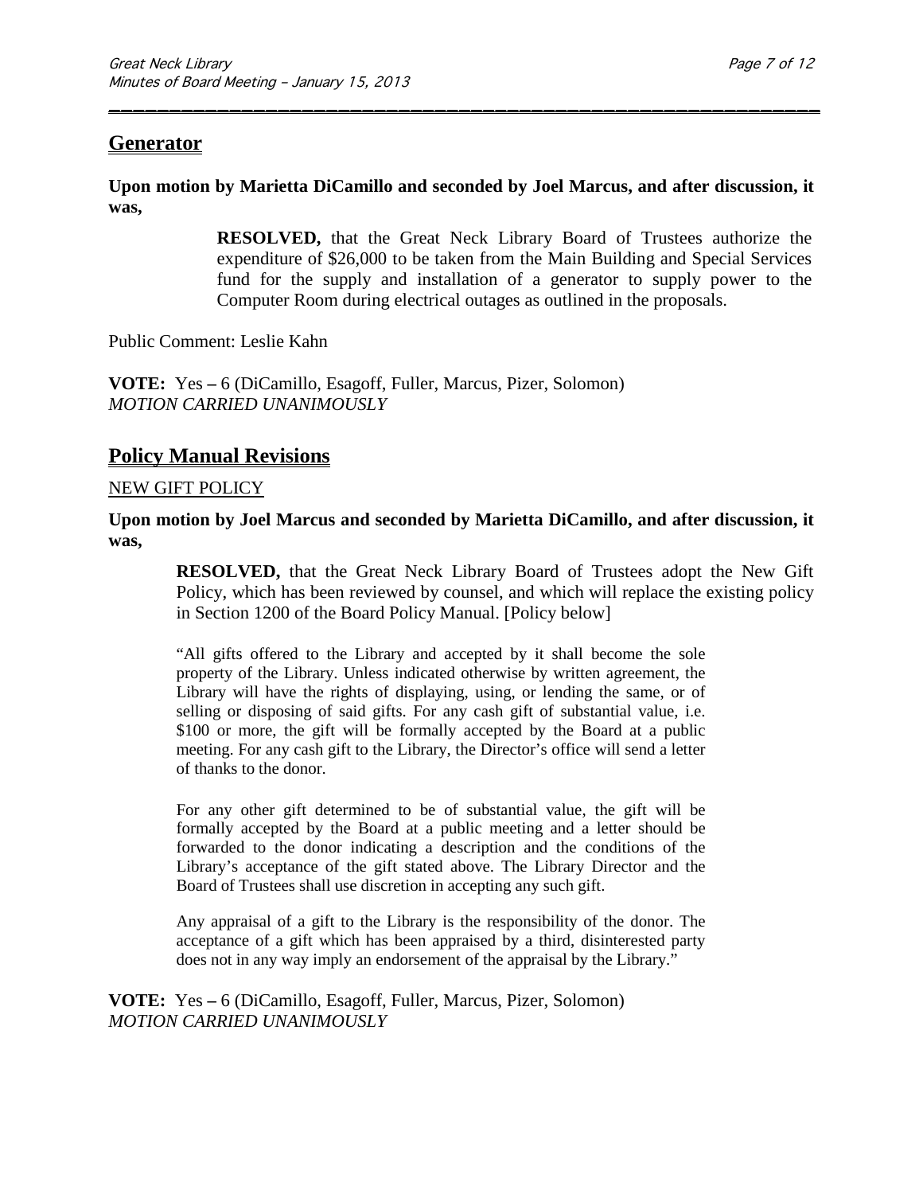## Generator

**Upon motion by Marietta DiCamillo and seconded by Joel Marcus, and after discussion, it was,**

> **RESOLVED,** that the Great Neck Library Board of Trustees authorize the expenditure of $26,000 to be taken from the Main Building and Special Services fund for the supply and installation of a generator to supply power to the Computer Room during electrical outages as outlined in the proposals.

Public Comment: Leslie Kahn

**VOTE:** Yes **–** 6 (DiCamillo, Esagoff, Fuller, Marcus, Pizer, Solomon)
*MOTION CARRIED UNANIMOUSLY*

## Policy Manual Revisions

NEW GIFT POLICY

**Upon motion by Joel Marcus and seconded by Marietta DiCamillo, and after discussion, it was,**

> **RESOLVED,** that the Great Neck Library Board of Trustees adopt the New Gift Policy, which has been reviewed by counsel, and which will replace the existing policy in Section 1200 of the Board Policy Manual. [Policy below]
>
> "All gifts offered to the Library and accepted by it shall become the sole property of the Library. Unless indicated otherwise by written agreement, the Library will have the rights of displaying, using, or lending the same, or of selling or disposing of said gifts. For any cash gift of substantial value, i.e. $100 or more, the gift will be formally accepted by the Board at a public meeting. For any cash gift to the Library, the Director's office will send a letter of thanks to the donor.
>
> For any other gift determined to be of substantial value, the gift will be formally accepted by the Board at a public meeting and a letter should be forwarded to the donor indicating a description and the conditions of the Library's acceptance of the gift stated above. The Library Director and the Board of Trustees shall use discretion in accepting any such gift.
>
> Any appraisal of a gift to the Library is the responsibility of the donor. The acceptance of a gift which has been appraised by a third, disinterested party does not in any way imply an endorsement of the appraisal by the Library."

**VOTE:** Yes **–** 6 (DiCamillo, Esagoff, Fuller, Marcus, Pizer, Solomon)
*MOTION CARRIED UNANIMOUSLY*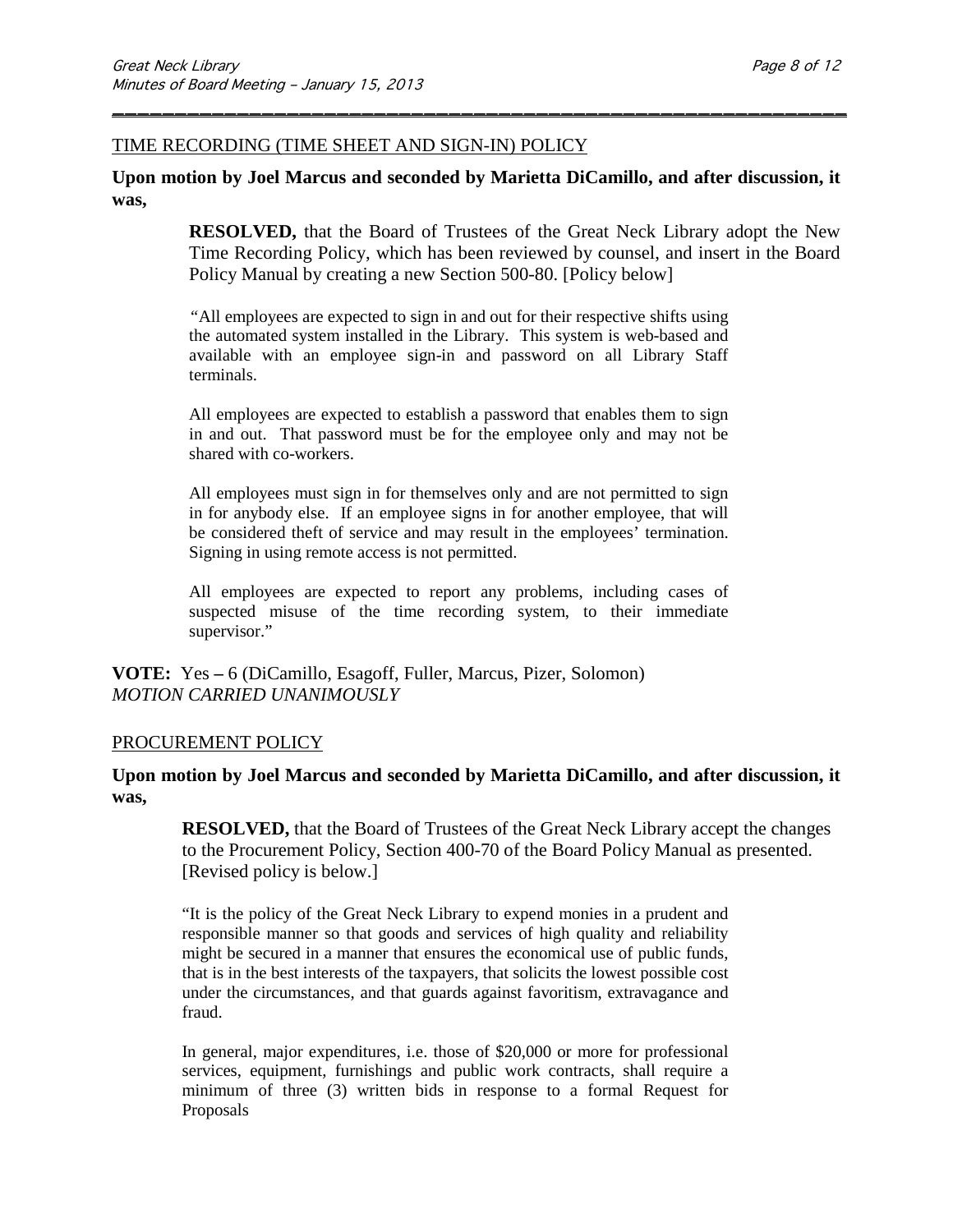## TIME RECORDING (TIME SHEET AND SIGN-IN) POLICY

**Upon motion by Joel Marcus and seconded by Marietta DiCamillo, and after discussion, it was,**

> **RESOLVED,** that the Board of Trustees of the Great Neck Library adopt the New Time Recording Policy, which has been reviewed by counsel, and insert in the Board Policy Manual by creating a new Section 500-80. [Policy below]
>
> "All employees are expected to sign in and out for their respective shifts using the automated system installed in the Library. This system is web-based and available with an employee sign-in and password on all Library Staff terminals.
>
> All employees are expected to establish a password that enables them to sign in and out. That password must be for the employee only and may not be shared with co-workers.
>
> All employees must sign in for themselves only and are not permitted to sign in for anybody else. If an employee signs in for another employee, that will be considered theft of service and may result in the employees' termination. Signing in using remote access is not permitted.
>
> All employees are expected to report any problems, including cases of suspected misuse of the time recording system, to their immediate supervisor."

**VOTE:** Yes – 6 (DiCamillo, Esagoff, Fuller, Marcus, Pizer, Solomon)
*MOTION CARRIED UNANIMOUSLY*

## PROCUREMENT POLICY

**Upon motion by Joel Marcus and seconded by Marietta DiCamillo, and after discussion, it was,**

> **RESOLVED,** that the Board of Trustees of the Great Neck Library accept the changes to the Procurement Policy, Section 400-70 of the Board Policy Manual as presented. [Revised policy is below.]
>
> "It is the policy of the Great Neck Library to expend monies in a prudent and responsible manner so that goods and services of high quality and reliability might be secured in a manner that ensures the economical use of public funds, that is in the best interests of the taxpayers, that solicits the lowest possible cost under the circumstances, and that guards against favoritism, extravagance and fraud.
>
> In general, major expenditures, i.e. those of $20,000 or more for professional services, equipment, furnishings and public work contracts, shall require a minimum of three (3) written bids in response to a formal Request for Proposals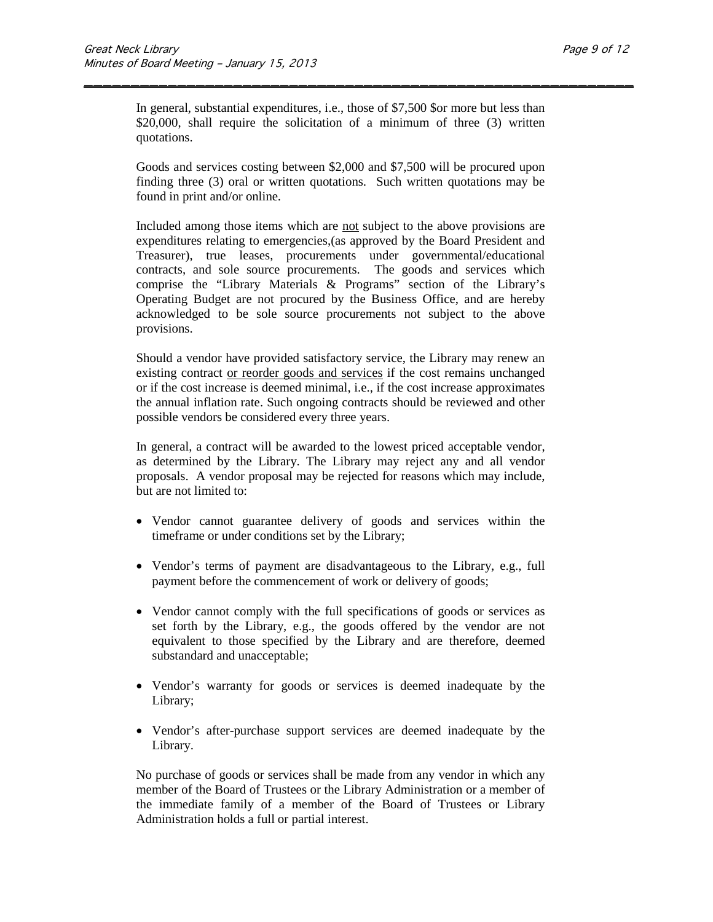In general, substantial expenditures, i.e., those of $7,500 $or more but less than $20,000, shall require the solicitation of a minimum of three (3) written quotations.

Goods and services costing between $2,000 and $7,500 will be procured upon finding three (3) oral or written quotations. Such written quotations may be found in print and/or online.

Included among those items which are <u>not</u> subject to the above provisions are expenditures relating to emergencies,(as approved by the Board President and Treasurer), true leases, procurements under governmental/educational contracts, and sole source procurements. The goods and services which comprise the "Library Materials & Programs" section of the Library's Operating Budget are not procured by the Business Office, and are hereby acknowledged to be sole source procurements not subject to the above provisions.

Should a vendor have provided satisfactory service, the Library may renew an existing contract <u>or reorder goods and services</u> if the cost remains unchanged or if the cost increase is deemed minimal, i.e., if the cost increase approximates the annual inflation rate. Such ongoing contracts should be reviewed and other possible vendors be considered every three years.

In general, a contract will be awarded to the lowest priced acceptable vendor, as determined by the Library. The Library may reject any and all vendor proposals. A vendor proposal may be rejected for reasons which may include, but are not limited to:

- Vendor cannot guarantee delivery of goods and services within the timeframe or under conditions set by the Library;
- Vendor's terms of payment are disadvantageous to the Library, e.g., full payment before the commencement of work or delivery of goods;
- Vendor cannot comply with the full specifications of goods or services as set forth by the Library, e.g., the goods offered by the vendor are not equivalent to those specified by the Library and are therefore, deemed substandard and unacceptable;
- Vendor's warranty for goods or services is deemed inadequate by the Library;
- Vendor's after-purchase support services are deemed inadequate by the Library.

No purchase of goods or services shall be made from any vendor in which any member of the Board of Trustees or the Library Administration or a member of the immediate family of a member of the Board of Trustees or Library Administration holds a full or partial interest.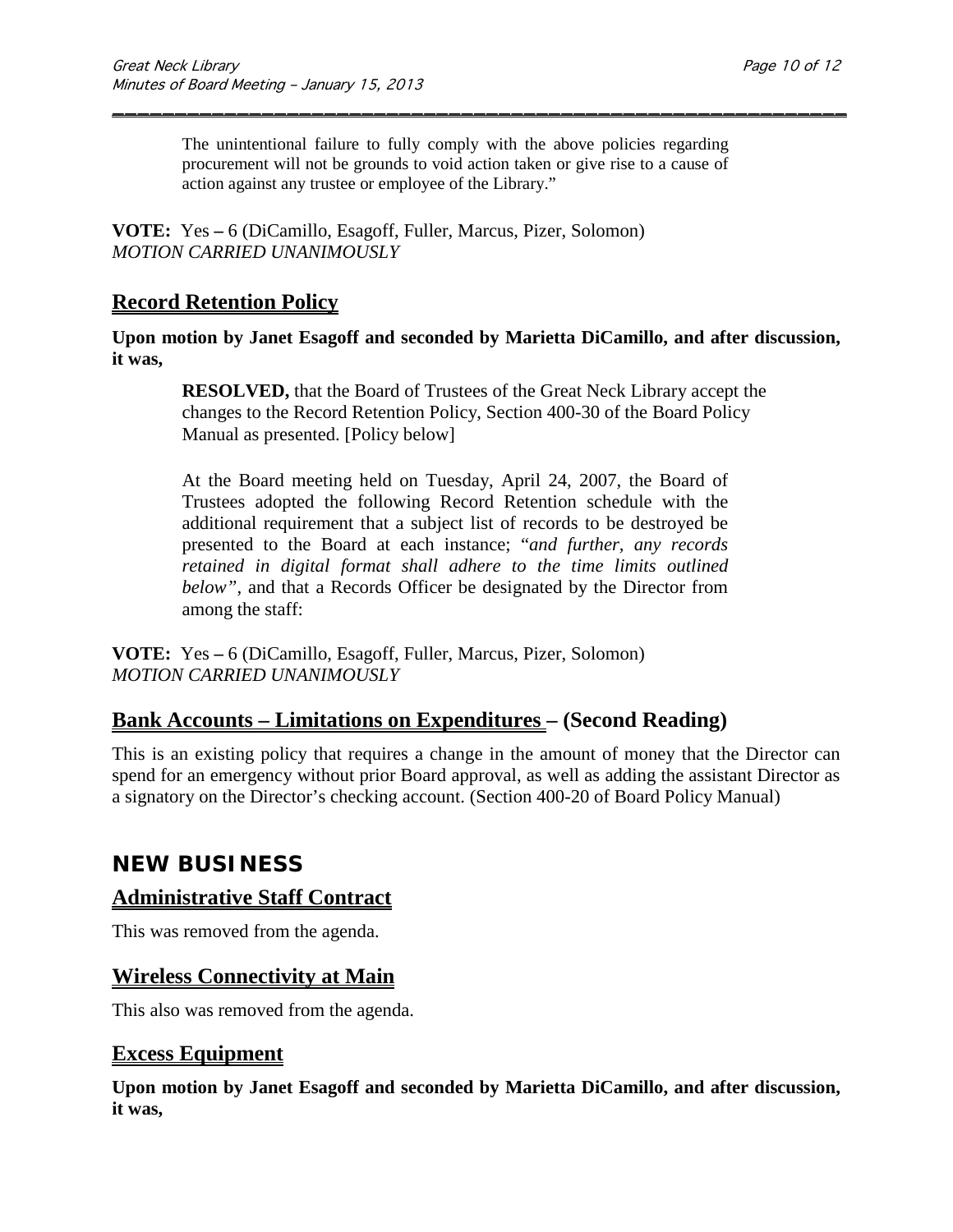> The unintentional failure to fully comply with the above policies regarding procurement will not be grounds to void action taken or give rise to a cause of action against any trustee or employee of the Library."

**VOTE:** Yes – 6 (DiCamillo, Esagoff, Fuller, Marcus, Pizer, Solomon)
*MOTION CARRIED UNANIMOUSLY*

## Record Retention Policy

**Upon motion by Janet Esagoff and seconded by Marietta DiCamillo, and after discussion, it was,**

> **RESOLVED,** that the Board of Trustees of the Great Neck Library accept the changes to the Record Retention Policy, Section 400-30 of the Board Policy Manual as presented. [Policy below]
>
> At the Board meeting held on Tuesday, April 24, 2007, the Board of Trustees adopted the following Record Retention schedule with the additional requirement that a subject list of records to be destroyed be presented to the Board at each instance; "*and further, any records retained in digital format shall adhere to the time limits outlined below*", and that a Records Officer be designated by the Director from among the staff:

**VOTE:** Yes – 6 (DiCamillo, Esagoff, Fuller, Marcus, Pizer, Solomon)
*MOTION CARRIED UNANIMOUSLY*

## Bank Accounts – Limitations on Expenditures – (Second Reading)

This is an existing policy that requires a change in the amount of money that the Director can spend for an emergency without prior Board approval, as well as adding the assistant Director as a signatory on the Director's checking account. (Section 400-20 of Board Policy Manual)

# NEW BUSINESS

## Administrative Staff Contract

This was removed from the agenda.

## Wireless Connectivity at Main

This also was removed from the agenda.

## Excess Equipment

**Upon motion by Janet Esagoff and seconded by Marietta DiCamillo, and after discussion, it was,**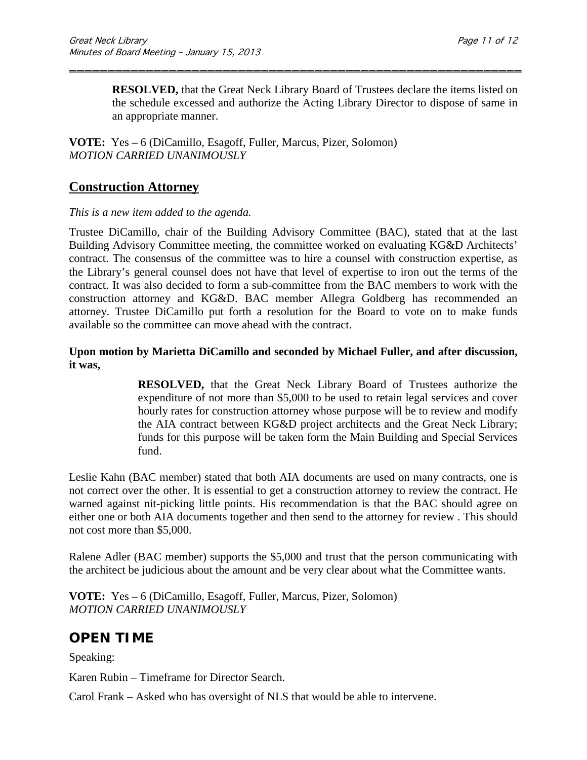> **RESOLVED,** that the Great Neck Library Board of Trustees declare the items listed on the schedule excessed and authorize the Acting Library Director to dispose of same in an appropriate manner.

**VOTE:** Yes – 6 (DiCamillo, Esagoff, Fuller, Marcus, Pizer, Solomon)
*MOTION CARRIED UNANIMOUSLY*

## Construction Attorney

*This is a new item added to the agenda.*

Trustee DiCamillo, chair of the Building Advisory Committee (BAC), stated that at the last Building Advisory Committee meeting, the committee worked on evaluating KG&D Architects' contract. The consensus of the committee was to hire a counsel with construction expertise, as the Library's general counsel does not have that level of expertise to iron out the terms of the contract. It was also decided to form a sub-committee from the BAC members to work with the construction attorney and KG&D. BAC member Allegra Goldberg has recommended an attorney. Trustee DiCamillo put forth a resolution for the Board to vote on to make funds available so the committee can move ahead with the contract.

**Upon motion by Marietta DiCamillo and seconded by Michael Fuller, and after discussion, it was,**

> **RESOLVED,** that the Great Neck Library Board of Trustees authorize the expenditure of not more than $5,000 to be used to retain legal services and cover hourly rates for construction attorney whose purpose will be to review and modify the AIA contract between KG&D project architects and the Great Neck Library; funds for this purpose will be taken form the Main Building and Special Services fund.

Leslie Kahn (BAC member) stated that both AIA documents are used on many contracts, one is not correct over the other. It is essential to get a construction attorney to review the contract. He warned against nit-picking little points. His recommendation is that the BAC should agree on either one or both AIA documents together and then send to the attorney for review . This should not cost more than $5,000.

Ralene Adler (BAC member) supports the $5,000 and trust that the person communicating with the architect be judicious about the amount and be very clear about what the Committee wants.

**VOTE:** Yes – 6 (DiCamillo, Esagoff, Fuller, Marcus, Pizer, Solomon)
*MOTION CARRIED UNANIMOUSLY*

## OPEN TIME

Speaking:

Karen Rubin – Timeframe for Director Search.

Carol Frank – Asked who has oversight of NLS that would be able to intervene.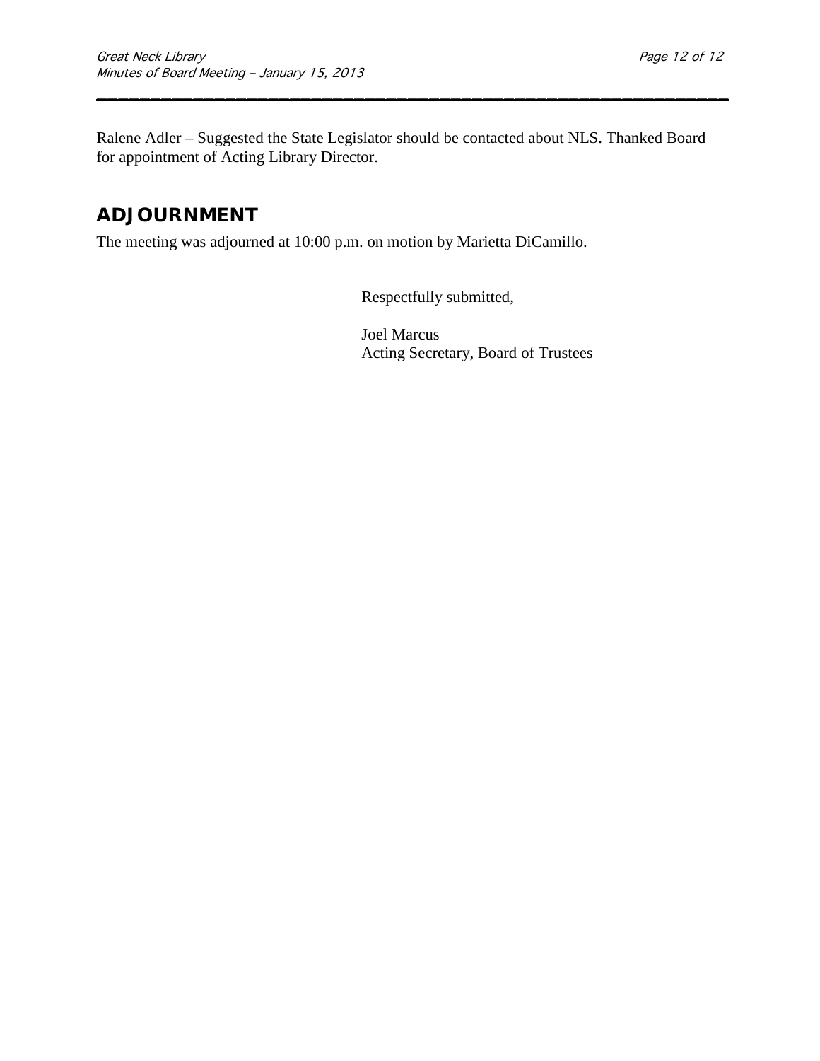Ralene Adler – Suggested the State Legislator should be contacted about NLS. Thanked Board for appointment of Acting Library Director.

## ADJOURNMENT

The meeting was adjourned at 10:00 p.m. on motion by Marietta DiCamillo.

Respectfully submitted,

Joel Marcus
Acting Secretary, Board of Trustees